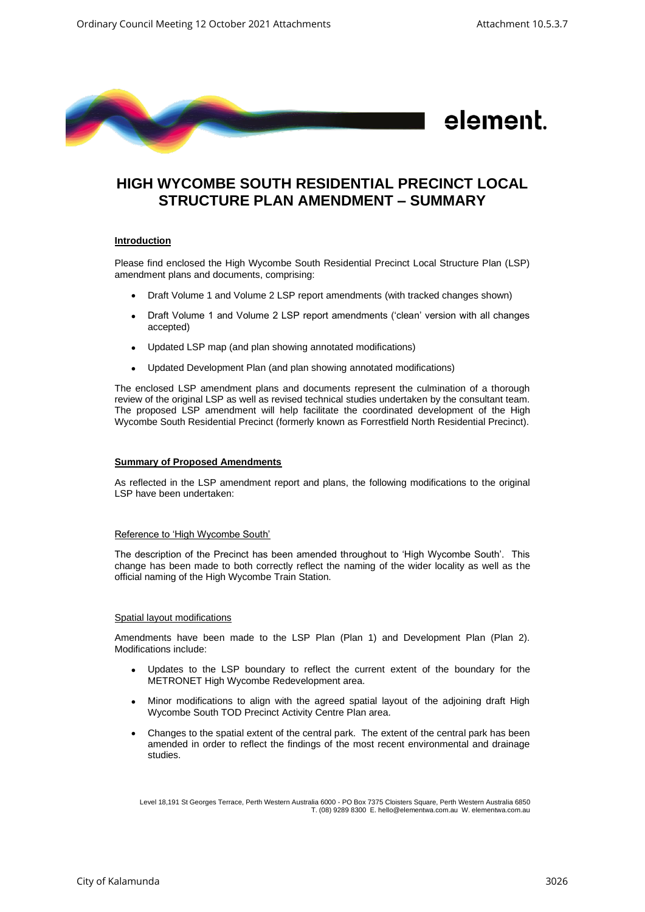element.

# HIGH WYCOMBE SOUTH RESIDENTIAL PRECINCT LOCAL STRUCTURE PLAN AMENDMENT – SUMMARY

## Introduction

Please find enclosed the High Wycombe South Residential Precinct Local Structure Plan (LSP) amendment plans and documents, comprising:

- Draft Volume 1 and Volume 2 LSP report amendments (with tracked changes shown)
- Draft Volume 1 and Volume 2 LSP report amendments ('clean' version with all changes accepted)
- Updated LSP map (and plan showing annotated modifications)
- Updated Development Plan (and plan showing annotated modifications)

The enclosed LSP amendment plans and documents represent the culmination of a thorough review of the original LSP as well as revised technical studies undertaken by the consultant team. The proposed LSP amendment will help facilitate the coordinated development of the High Wycombe South Residential Precinct (formerly known as Forrestfield North Residential Precinct).

## Summary of Proposed Amendments

As reflected in the LSP amendment report and plans, the following modifications to the original LSP have been undertaken:

### Reference to 'High Wycombe South'

The description of the Precinct has been amended throughout to 'High Wycombe South'. This change has been made to both correctly reflect the naming of the wider locality as well as the official naming of the High Wycombe Train Station.

### Spatial layout modifications

Amendments have been made to the LSP Plan (Plan 1) and Development Plan (Plan 2). Modifications include:

- Updates to the LSP boundary to reflect the current extent of the boundary for the METRONET High Wycombe Redevelopment area.
- Minor modifications to align with the agreed spatial layout of the adjoining draft High Wycombe South TOD Precinct Activity Centre Plan area.
- Changes to the spatial extent of the central park. The extent of the central park has been amended in order to reflect the findings of the most recent environmental and drainage studies.

Level 18,191 St Georges Terrace, Perth Western Australia 6000 - PO Box 7375 Cloisters Square, Perth Western Australia 6850
T. (08) 9289 8300 E. hello@elementwa.com.au W. elementwa.com.au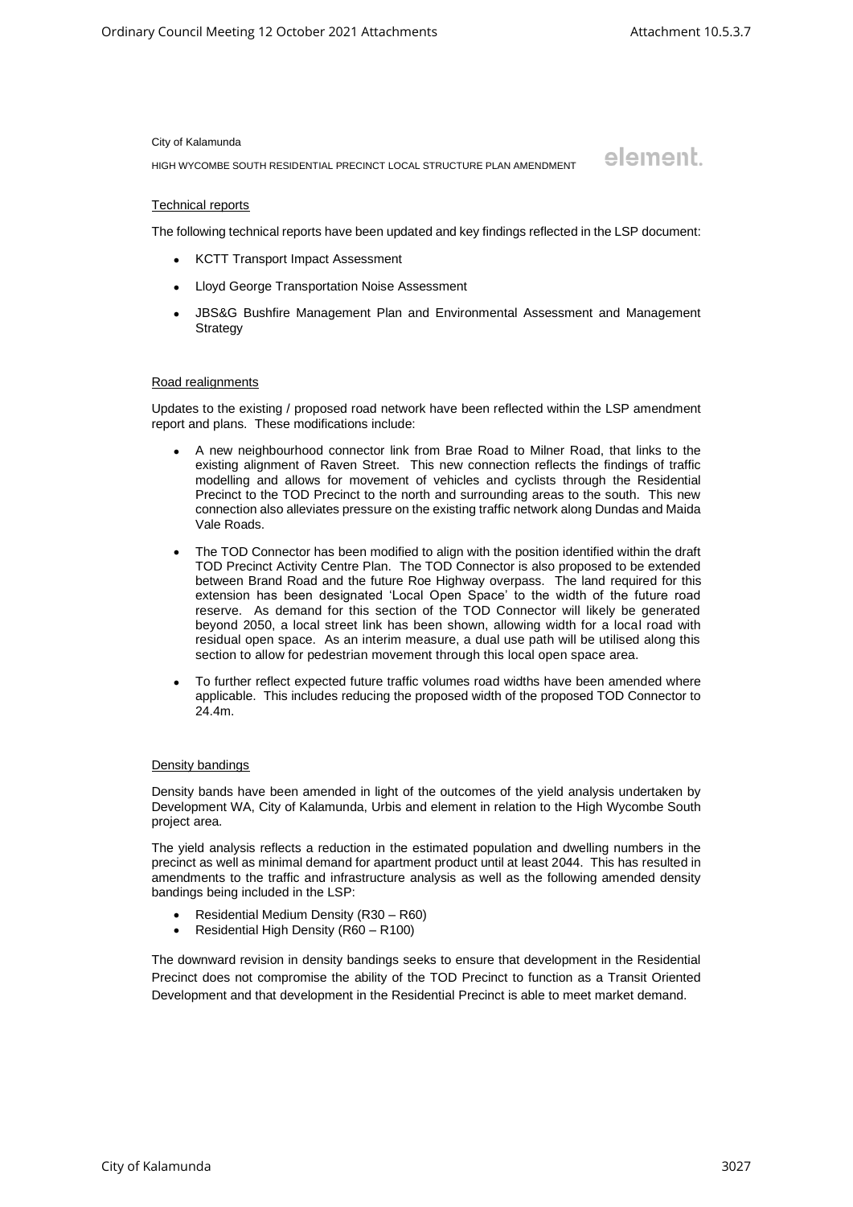### Technical reports

The following technical reports have been updated and key findings reflected in the LSP document:

- KCTT Transport Impact Assessment
- Lloyd George Transportation Noise Assessment
- JBS&G Bushfire Management Plan and Environmental Assessment and Management Strategy

### Road realignments

Updates to the existing / proposed road network have been reflected within the LSP amendment report and plans. These modifications include:

- A new neighbourhood connector link from Brae Road to Milner Road, that links to the existing alignment of Raven Street. This new connection reflects the findings of traffic modelling and allows for movement of vehicles and cyclists through the Residential Precinct to the TOD Precinct to the north and surrounding areas to the south. This new connection also alleviates pressure on the existing traffic network along Dundas and Maida Vale Roads.
- The TOD Connector has been modified to align with the position identified within the draft TOD Precinct Activity Centre Plan. The TOD Connector is also proposed to be extended between Brand Road and the future Roe Highway overpass. The land required for this extension has been designated 'Local Open Space' to the width of the future road reserve. As demand for this section of the TOD Connector will likely be generated beyond 2050, a local street link has been shown, allowing width for a local road with residual open space. As an interim measure, a dual use path will be utilised along this section to allow for pedestrian movement through this local open space area.
- To further reflect expected future traffic volumes road widths have been amended where applicable. This includes reducing the proposed width of the proposed TOD Connector to 24.4m.

### Density bandings

Density bands have been amended in light of the outcomes of the yield analysis undertaken by Development WA, City of Kalamunda, Urbis and element in relation to the High Wycombe South project area.

The yield analysis reflects a reduction in the estimated population and dwelling numbers in the precinct as well as minimal demand for apartment product until at least 2044. This has resulted in amendments to the traffic and infrastructure analysis as well as the following amended density bandings being included in the LSP:

- Residential Medium Density (R30 – R60)
- Residential High Density (R60 – R100)

The downward revision in density bandings seeks to ensure that development in the Residential Precinct does not compromise the ability of the TOD Precinct to function as a Transit Oriented Development and that development in the Residential Precinct is able to meet market demand.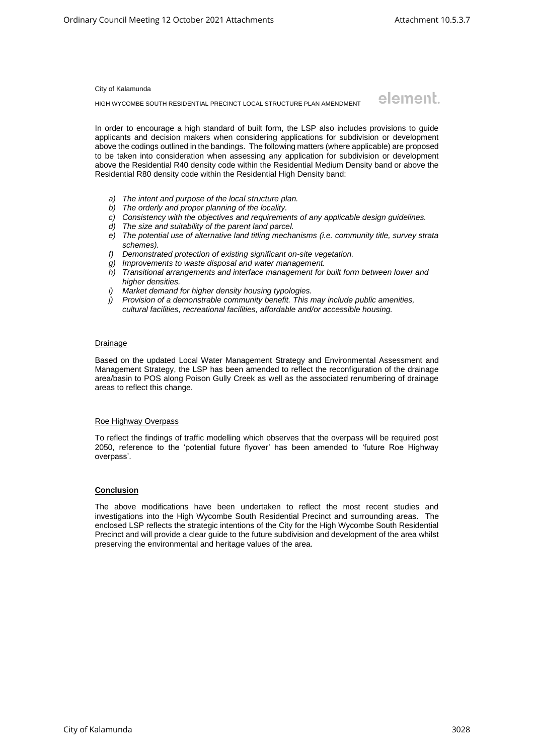In order to encourage a high standard of built form, the LSP also includes provisions to guide applicants and decision makers when considering applications for subdivision or development above the codings outlined in the bandings. The following matters (where applicable) are proposed to be taken into consideration when assessing any application for subdivision or development above the Residential R40 density code within the Residential Medium Density band or above the Residential R80 density code within the Residential High Density band:

- *a) The intent and purpose of the local structure plan.*
- *b) The orderly and proper planning of the locality.*
- *c) Consistency with the objectives and requirements of any applicable design guidelines.*
- *d) The size and suitability of the parent land parcel.*
- *e) The potential use of alternative land titling mechanisms (i.e. community title, survey strata schemes).*
- *f) Demonstrated protection of existing significant on-site vegetation.*
- *g) Improvements to waste disposal and water management.*
- *h) Transitional arrangements and interface management for built form between lower and higher densities.*
- *i) Market demand for higher density housing typologies.*
- *j) Provision of a demonstrable community benefit. This may include public amenities, cultural facilities, recreational facilities, affordable and/or accessible housing.*

Drainage

Based on the updated Local Water Management Strategy and Environmental Assessment and Management Strategy, the LSP has been amended to reflect the reconfiguration of the drainage area/basin to POS along Poison Gully Creek as well as the associated renumbering of drainage areas to reflect this change.

Roe Highway Overpass

To reflect the findings of traffic modelling which observes that the overpass will be required post 2050, reference to the 'potential future flyover' has been amended to 'future Roe Highway overpass'.

**Conclusion**

The above modifications have been undertaken to reflect the most recent studies and investigations into the High Wycombe South Residential Precinct and surrounding areas. The enclosed LSP reflects the strategic intentions of the City for the High Wycombe South Residential Precinct and will provide a clear guide to the future subdivision and development of the area whilst preserving the environmental and heritage values of the area.